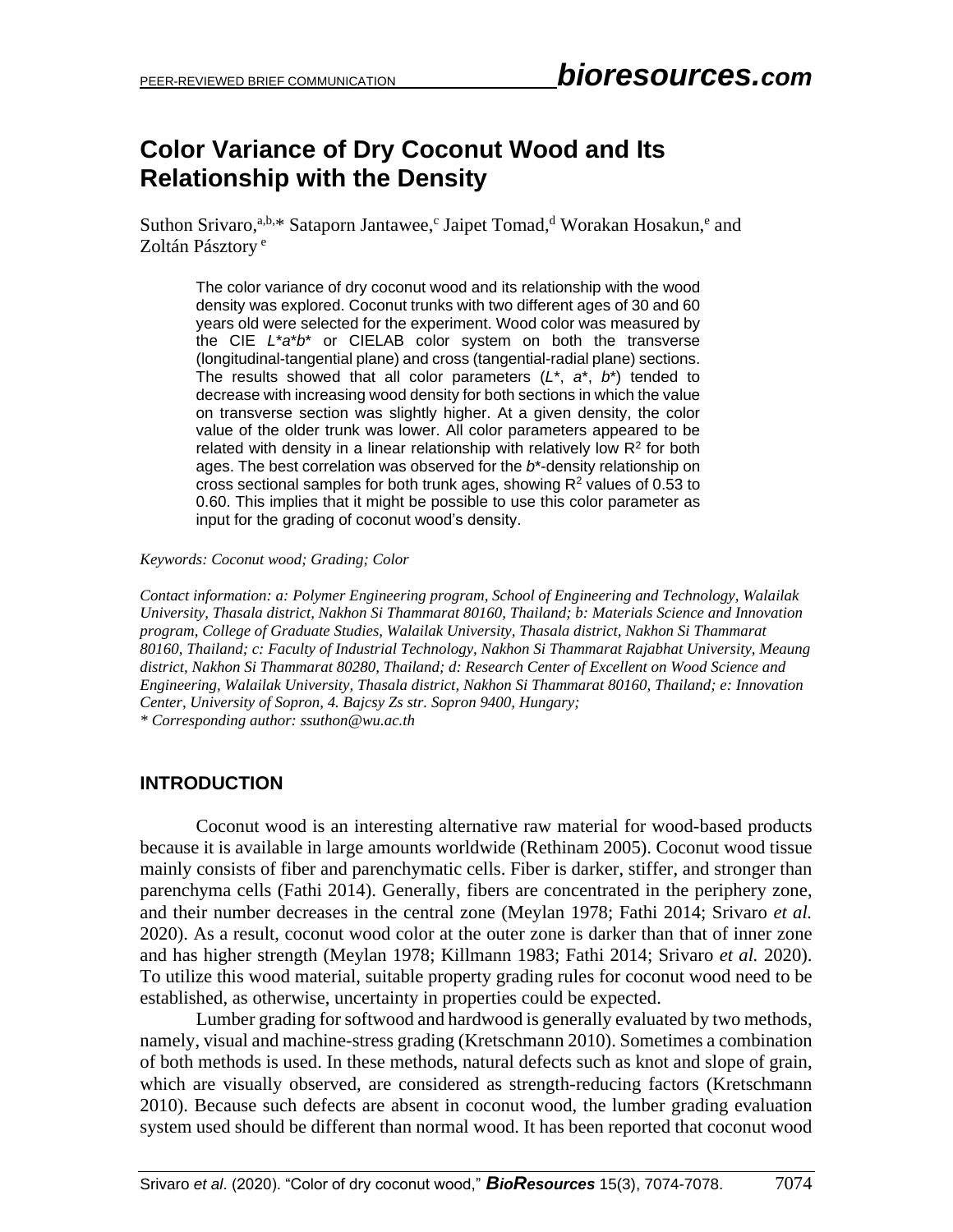# Color Variance of Dry Coconut Wood and Its Relationship with the Density

Suthon Srivaro,[a,b,]* Sataporn Jantawee,[c] Jaipet Tomad,[d] Worakan Hosakun,[e] and Zoltán Pásztory [e]

The color variance of dry coconut wood and its relationship with the wood density was explored. Coconut trunks with two different ages of 30 and 60 years old were selected for the experiment. Wood color was measured by the CIE $L^*a^*b^*$ or CIELAB color system on both the transverse (longitudinal-tangential plane) and cross (tangential-radial plane) sections. The results showed that all color parameters ($L^*$, $a^*$, $b^*$) tended to decrease with increasing wood density for both sections in which the value on transverse section was slightly higher. At a given density, the color value of the older trunk was lower. All color parameters appeared to be related with density in a linear relationship with relatively low $R^2$ for both ages. The best correlation was observed for the $b^*$-density relationship on cross sectional samples for both trunk ages, showing $R^2$ values of 0.53 to 0.60. This implies that it might be possible to use this color parameter as input for the grading of coconut wood's density.

*Keywords: Coconut wood; Grading; Color*

*Contact information: a: Polymer Engineering program, School of Engineering and Technology, Walailak University, Thasala district, Nakhon Si Thammarat 80160, Thailand; b: Materials Science and Innovation program, College of Graduate Studies, Walailak University, Thasala district, Nakhon Si Thammarat 80160, Thailand; c: Faculty of Industrial Technology, Nakhon Si Thammarat Rajabhat University, Meaung district, Nakhon Si Thammarat 80280, Thailand; d: Research Center of Excellent on Wood Science and Engineering, Walailak University, Thasala district, Nakhon Si Thammarat 80160, Thailand; e: Innovation Center, University of Sopron, 4. Bajcsy Zs str. Sopron 9400, Hungary;*
*\* Corresponding author: ssuthon@wu.ac.th*

## INTRODUCTION

Coconut wood is an interesting alternative raw material for wood-based products because it is available in large amounts worldwide (Rethinam 2005). Coconut wood tissue mainly consists of fiber and parenchymatic cells. Fiber is darker, stiffer, and stronger than parenchyma cells (Fathi 2014). Generally, fibers are concentrated in the periphery zone, and their number decreases in the central zone (Meylan 1978; Fathi 2014; Srivaro *et al.* 2020). As a result, coconut wood color at the outer zone is darker than that of inner zone and has higher strength (Meylan 1978; Killmann 1983; Fathi 2014; Srivaro *et al.* 2020). To utilize this wood material, suitable property grading rules for coconut wood need to be established, as otherwise, uncertainty in properties could be expected.

Lumber grading for softwood and hardwood is generally evaluated by two methods, namely, visual and machine-stress grading (Kretschmann 2010). Sometimes a combination of both methods is used. In these methods, natural defects such as knot and slope of grain, which are visually observed, are considered as strength-reducing factors (Kretschmann 2010). Because such defects are absent in coconut wood, the lumber grading evaluation system used should be different than normal wood. It has been reported that coconut wood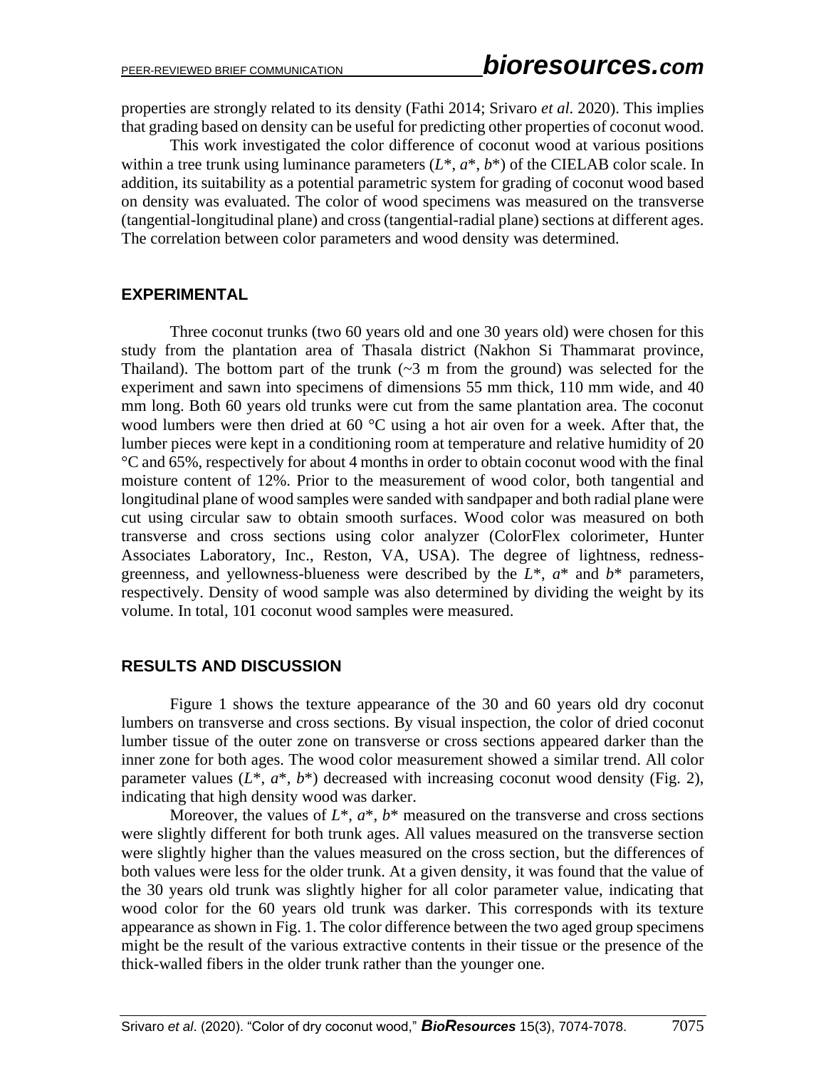properties are strongly related to its density (Fathi 2014; Srivaro *et al.* 2020). This implies that grading based on density can be useful for predicting other properties of coconut wood.

This work investigated the color difference of coconut wood at various positions within a tree trunk using luminance parameters ($L^*$, $a^*$, $b^*$) of the CIELAB color scale. In addition, its suitability as a potential parametric system for grading of coconut wood based on density was evaluated. The color of wood specimens was measured on the transverse (tangential-longitudinal plane) and cross (tangential-radial plane) sections at different ages. The correlation between color parameters and wood density was determined.

## EXPERIMENTAL

Three coconut trunks (two 60 years old and one 30 years old) were chosen for this study from the plantation area of Thasala district (Nakhon Si Thammarat province, Thailand). The bottom part of the trunk (~3 m from the ground) was selected for the experiment and sawn into specimens of dimensions 55 mm thick, 110 mm wide, and 40 mm long. Both 60 years old trunks were cut from the same plantation area. The coconut wood lumbers were then dried at 60 °C using a hot air oven for a week. After that, the lumber pieces were kept in a conditioning room at temperature and relative humidity of 20 °C and 65%, respectively for about 4 months in order to obtain coconut wood with the final moisture content of 12%. Prior to the measurement of wood color, both tangential and longitudinal plane of wood samples were sanded with sandpaper and both radial plane were cut using circular saw to obtain smooth surfaces. Wood color was measured on both transverse and cross sections using color analyzer (ColorFlex colorimeter, Hunter Associates Laboratory, Inc., Reston, VA, USA). The degree of lightness, redness-greenness, and yellowness-blueness were described by the $L^*$, $a^*$ and $b^*$ parameters, respectively. Density of wood sample was also determined by dividing the weight by its volume. In total, 101 coconut wood samples were measured.

## RESULTS AND DISCUSSION

Figure 1 shows the texture appearance of the 30 and 60 years old dry coconut lumbers on transverse and cross sections. By visual inspection, the color of dried coconut lumber tissue of the outer zone on transverse or cross sections appeared darker than the inner zone for both ages. The wood color measurement showed a similar trend. All color parameter values ($L^*$, $a^*$, $b^*$) decreased with increasing coconut wood density (Fig. 2), indicating that high density wood was darker.

Moreover, the values of $L^*$, $a^*$, $b^*$ measured on the transverse and cross sections were slightly different for both trunk ages. All values measured on the transverse section were slightly higher than the values measured on the cross section, but the differences of both values were less for the older trunk. At a given density, it was found that the value of the 30 years old trunk was slightly higher for all color parameter value, indicating that wood color for the 60 years old trunk was darker. This corresponds with its texture appearance as shown in Fig. 1. The color difference between the two aged group specimens might be the result of the various extractive contents in their tissue or the presence of the thick-walled fibers in the older trunk rather than the younger one.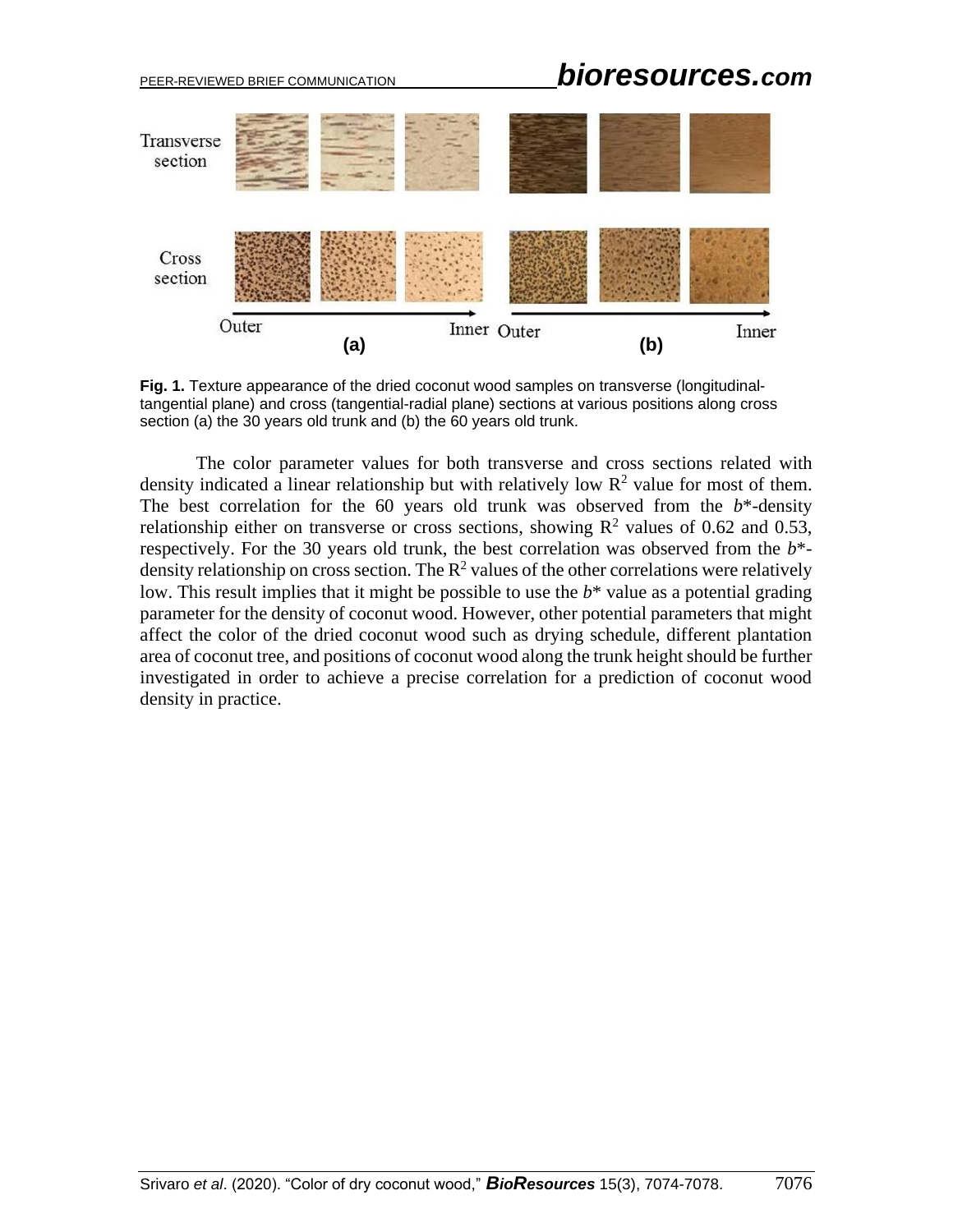**Fig. 1.** Texture appearance of the dried coconut wood samples on transverse (longitudinal-tangential plane) and cross (tangential-radial plane) sections at various positions along cross section (a) the 30 years old trunk and (b) the 60 years old trunk.

The color parameter values for both transverse and cross sections related with density indicated a linear relationship but with relatively low $R^2$ value for most of them. The best correlation for the 60 years old trunk was observed from the $b^*$-density relationship either on transverse or cross sections, showing $R^2$ values of 0.62 and 0.53, respectively. For the 30 years old trunk, the best correlation was observed from the $b^*$-density relationship on cross section. The $R^2$ values of the other correlations were relatively low. This result implies that it might be possible to use the $b^*$ value as a potential grading parameter for the density of coconut wood. However, other potential parameters that might affect the color of the dried coconut wood such as drying schedule, different plantation area of coconut tree, and positions of coconut wood along the trunk height should be further investigated in order to achieve a precise correlation for a prediction of coconut wood density in practice.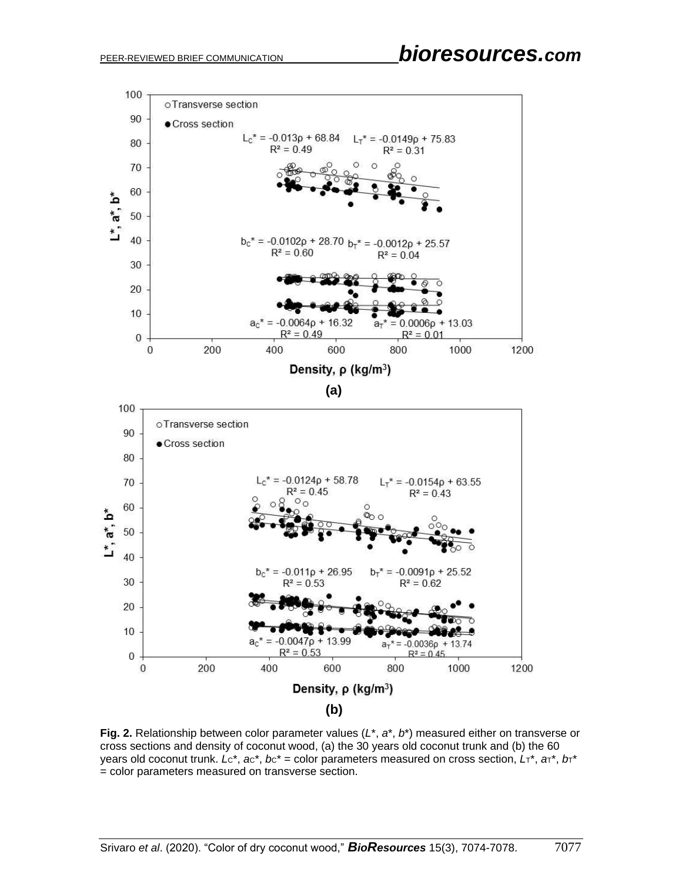**Fig. 2.** Relationship between color parameter values ($L^*$, $a^*$, $b^*$) measured either on transverse or cross sections and density of coconut wood, (a) the 30 years old coconut trunk and (b) the 60 years old coconut trunk. $L_C^*$, $a_C^*$, $b_C^*$ = color parameters measured on cross section, $L_T^*$, $a_T^*$, $b_T^*$ = color parameters measured on transverse section.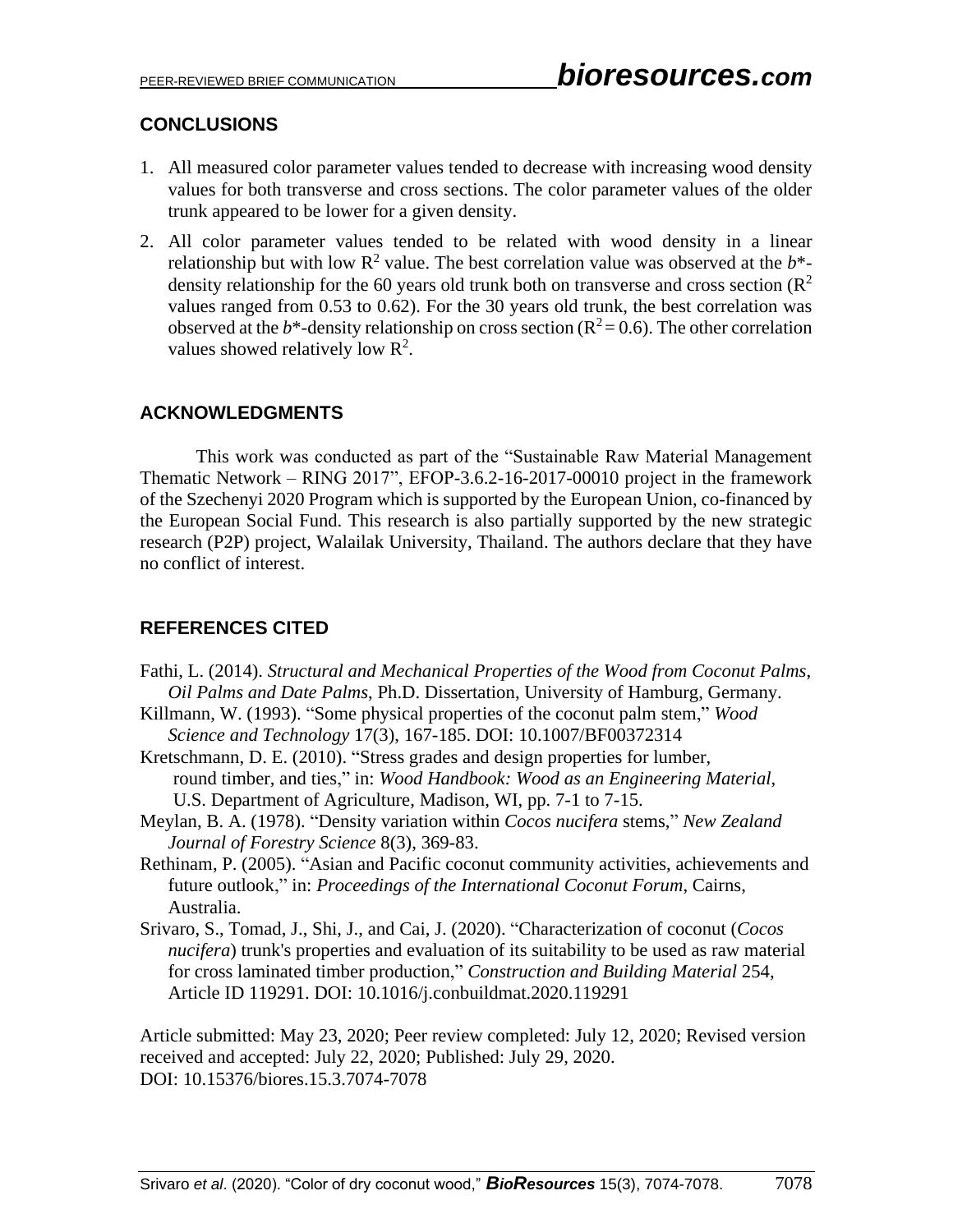## CONCLUSIONS

1. All measured color parameter values tended to decrease with increasing wood density values for both transverse and cross sections. The color parameter values of the older trunk appeared to be lower for a given density.
2. All color parameter values tended to be related with wood density in a linear relationship but with low $R^2$ value. The best correlation value was observed at the *b*\*-density relationship for the 60 years old trunk both on transverse and cross section ($R^2$ values ranged from 0.53 to 0.62). For the 30 years old trunk, the best correlation was observed at the *b*\*-density relationship on cross section ($R^2 = 0.6$). The other correlation values showed relatively low $R^2$.

## ACKNOWLEDGMENTS

This work was conducted as part of the "Sustainable Raw Material Management Thematic Network – RING 2017", EFOP-3.6.2-16-2017-00010 project in the framework of the Szechenyi 2020 Program which is supported by the European Union, co-financed by the European Social Fund. This research is also partially supported by the new strategic research (P2P) project, Walailak University, Thailand. The authors declare that they have no conflict of interest.

## REFERENCES CITED

Fathi, L. (2014). *Structural and Mechanical Properties of the Wood from Coconut Palms, Oil Palms and Date Palms*, Ph.D. Dissertation, University of Hamburg, Germany.

Killmann, W. (1993). "Some physical properties of the coconut palm stem," *Wood Science and Technology* 17(3), 167-185. DOI: 10.1007/BF00372314

Kretschmann, D. E. (2010). "Stress grades and design properties for lumber, round timber, and ties," in: *Wood Handbook: Wood as an Engineering Material*, U.S. Department of Agriculture, Madison, WI, pp. 7-1 to 7-15.

Meylan, B. A. (1978). "Density variation within *Cocos nucifera* stems," *New Zealand Journal of Forestry Science* 8(3), 369-83.

Rethinam, P. (2005). "Asian and Pacific coconut community activities, achievements and future outlook," in: *Proceedings of the International Coconut Forum*, Cairns, Australia.

Srivaro, S., Tomad, J., Shi, J., and Cai, J. (2020). "Characterization of coconut (*Cocos nucifera*) trunk's properties and evaluation of its suitability to be used as raw material for cross laminated timber production," *Construction and Building Material* 254, Article ID 119291. DOI: 10.1016/j.conbuildmat.2020.119291

Article submitted: May 23, 2020; Peer review completed: July 12, 2020; Revised version received and accepted: July 22, 2020; Published: July 29, 2020.
DOI: 10.15376/biores.15.3.7074-7078